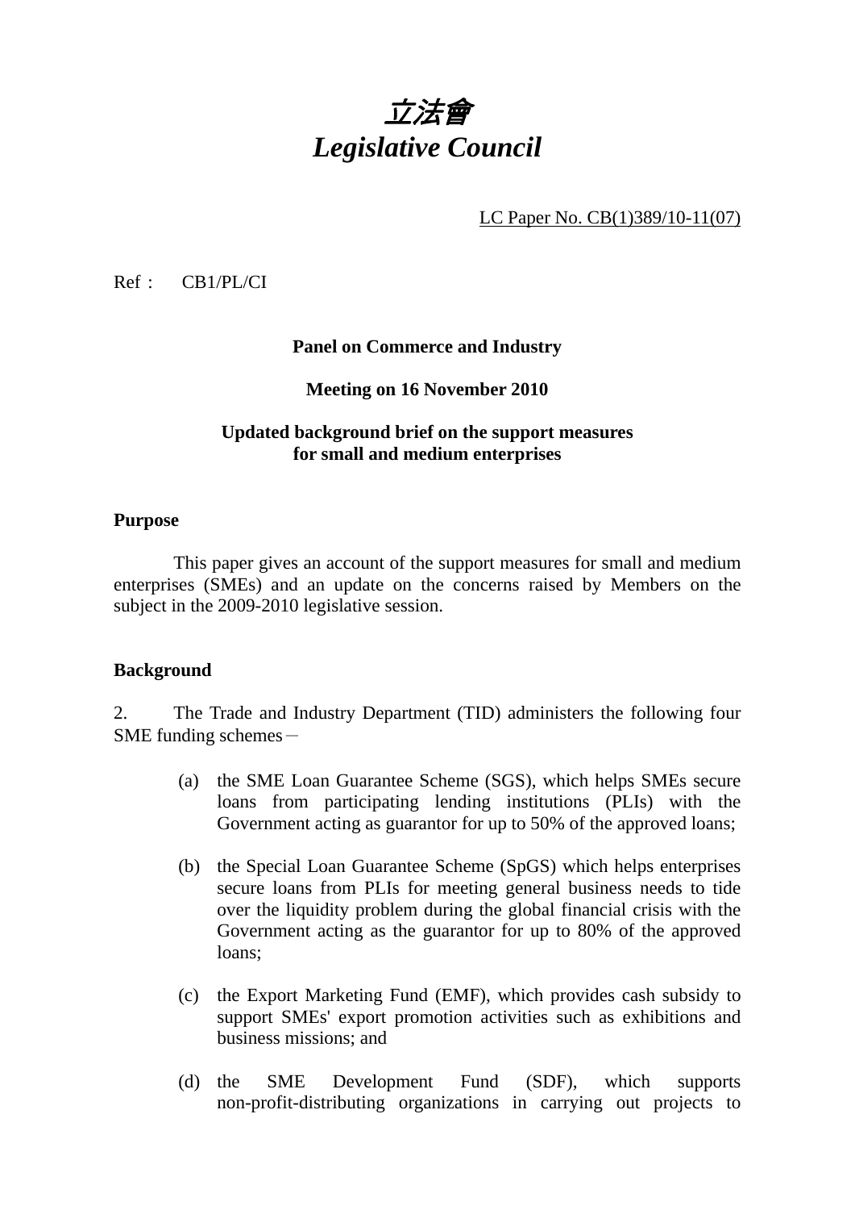# *立法會*
# *Legislative Council*

LC Paper No. CB(1)389/10-11(07)

Ref： CB1/PL/CI

**Panel on Commerce and Industry**

**Meeting on 16 November 2010**

**Updated background brief on the support measures for small and medium enterprises**

**Purpose**

This paper gives an account of the support measures for small and medium enterprises (SMEs) and an update on the concerns raised by Members on the subject in the 2009-2010 legislative session.

**Background**

2. The Trade and Industry Department (TID) administers the following four SME funding schemes－

(a) the SME Loan Guarantee Scheme (SGS), which helps SMEs secure loans from participating lending institutions (PLIs) with the Government acting as guarantor for up to 50% of the approved loans;

(b) the Special Loan Guarantee Scheme (SpGS) which helps enterprises secure loans from PLIs for meeting general business needs to tide over the liquidity problem during the global financial crisis with the Government acting as the guarantor for up to 80% of the approved loans;

(c) the Export Marketing Fund (EMF), which provides cash subsidy to support SMEs' export promotion activities such as exhibitions and business missions; and

(d) the SME Development Fund (SDF), which supports non-profit-distributing organizations in carrying out projects to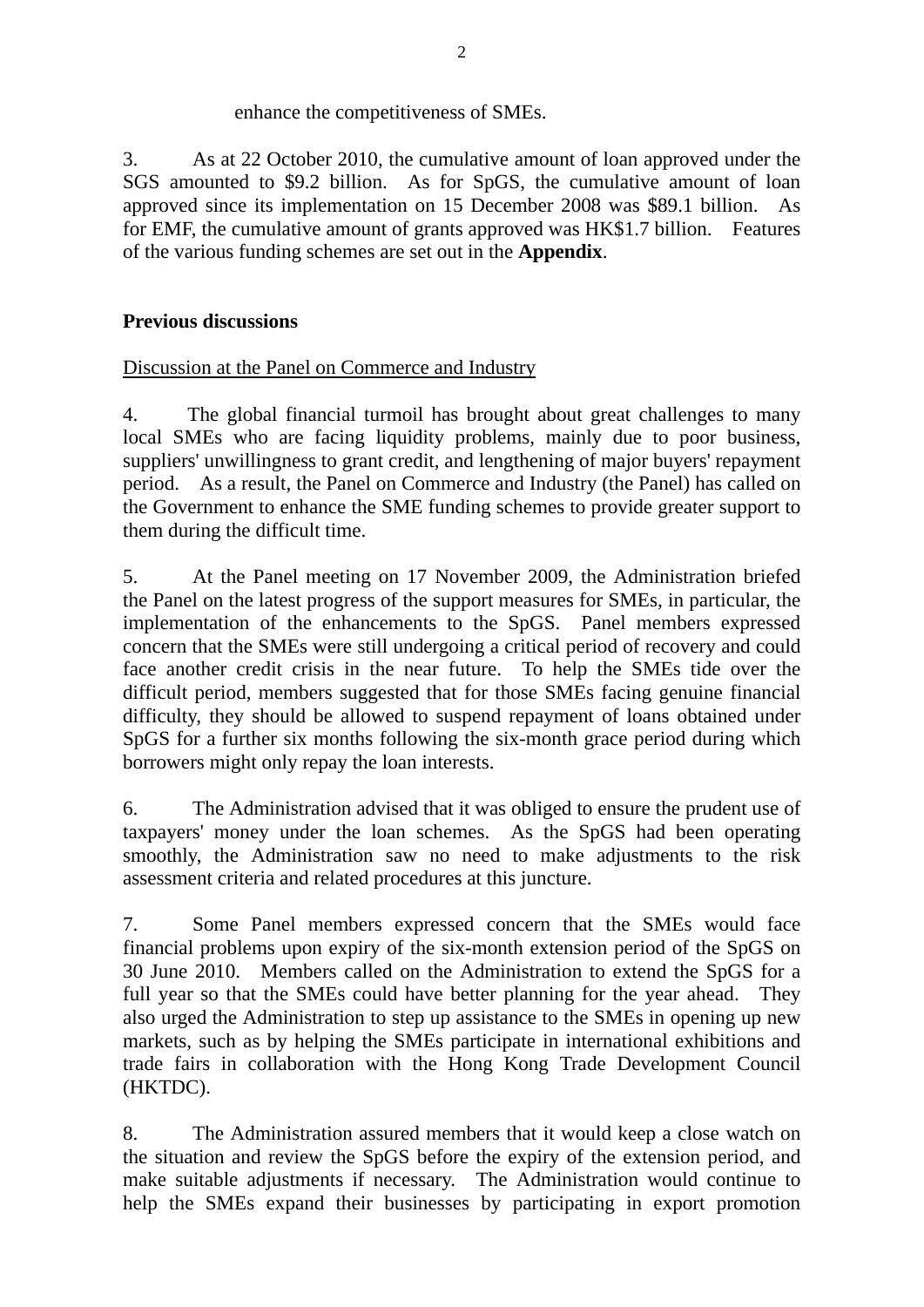enhance the competitiveness of SMEs.

3. As at 22 October 2010, the cumulative amount of loan approved under the SGS amounted to $9.2 billion. As for SpGS, the cumulative amount of loan approved since its implementation on 15 December 2008 was $89.1 billion. As for EMF, the cumulative amount of grants approved was HK$1.7 billion. Features of the various funding schemes are set out in the **Appendix**.

**Previous discussions**

Discussion at the Panel on Commerce and Industry

4. The global financial turmoil has brought about great challenges to many local SMEs who are facing liquidity problems, mainly due to poor business, suppliers' unwillingness to grant credit, and lengthening of major buyers' repayment period. As a result, the Panel on Commerce and Industry (the Panel) has called on the Government to enhance the SME funding schemes to provide greater support to them during the difficult time.

5. At the Panel meeting on 17 November 2009, the Administration briefed the Panel on the latest progress of the support measures for SMEs, in particular, the implementation of the enhancements to the SpGS. Panel members expressed concern that the SMEs were still undergoing a critical period of recovery and could face another credit crisis in the near future. To help the SMEs tide over the difficult period, members suggested that for those SMEs facing genuine financial difficulty, they should be allowed to suspend repayment of loans obtained under SpGS for a further six months following the six-month grace period during which borrowers might only repay the loan interests.

6. The Administration advised that it was obliged to ensure the prudent use of taxpayers' money under the loan schemes. As the SpGS had been operating smoothly, the Administration saw no need to make adjustments to the risk assessment criteria and related procedures at this juncture.

7. Some Panel members expressed concern that the SMEs would face financial problems upon expiry of the six-month extension period of the SpGS on 30 June 2010. Members called on the Administration to extend the SpGS for a full year so that the SMEs could have better planning for the year ahead. They also urged the Administration to step up assistance to the SMEs in opening up new markets, such as by helping the SMEs participate in international exhibitions and trade fairs in collaboration with the Hong Kong Trade Development Council (HKTDC).

8. The Administration assured members that it would keep a close watch on the situation and review the SpGS before the expiry of the extension period, and make suitable adjustments if necessary. The Administration would continue to help the SMEs expand their businesses by participating in export promotion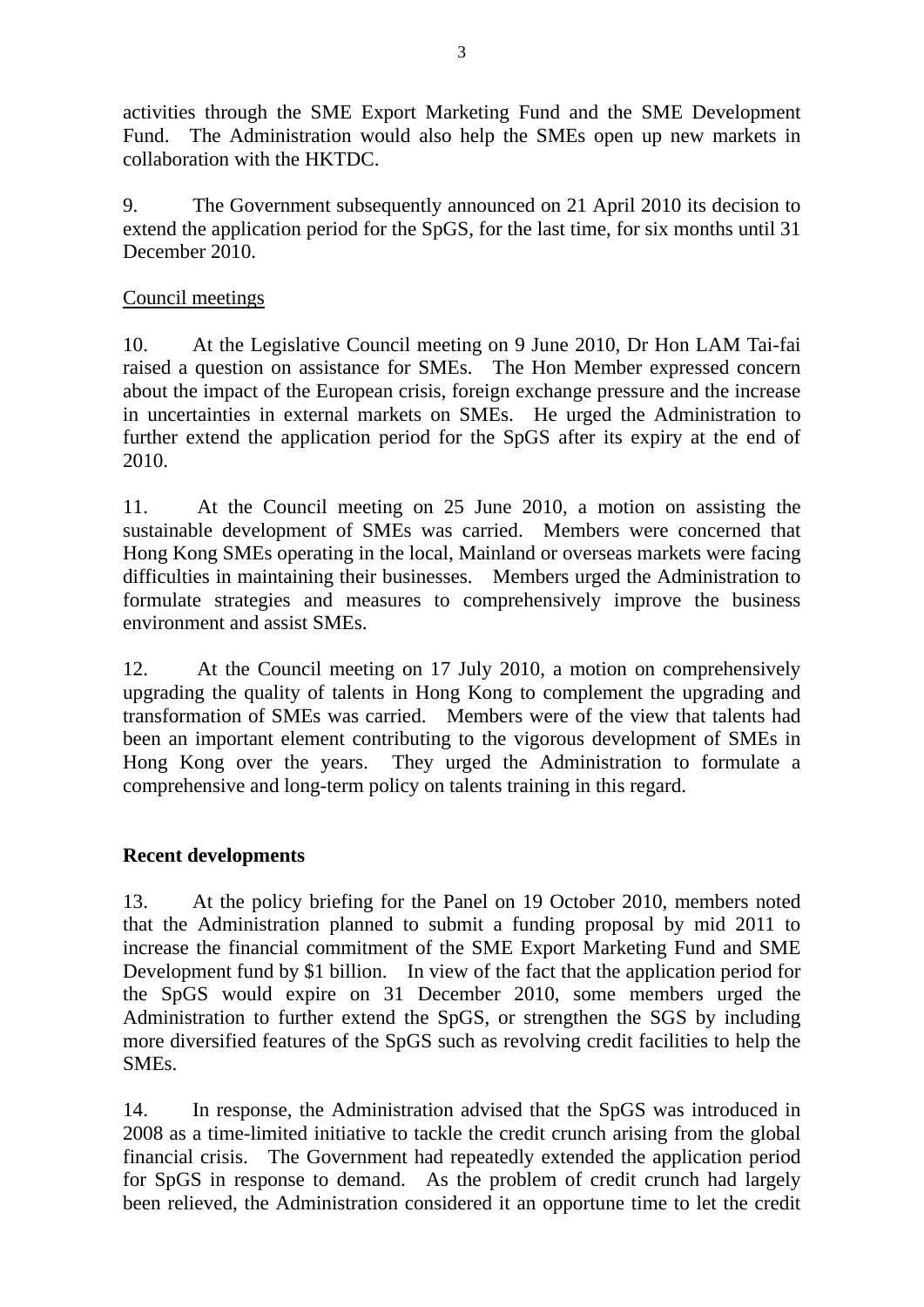activities through the SME Export Marketing Fund and the SME Development Fund. The Administration would also help the SMEs open up new markets in collaboration with the HKTDC.

9. The Government subsequently announced on 21 April 2010 its decision to extend the application period for the SpGS, for the last time, for six months until 31 December 2010.

Council meetings

10. At the Legislative Council meeting on 9 June 2010, Dr Hon LAM Tai-fai raised a question on assistance for SMEs. The Hon Member expressed concern about the impact of the European crisis, foreign exchange pressure and the increase in uncertainties in external markets on SMEs. He urged the Administration to further extend the application period for the SpGS after its expiry at the end of 2010.

11. At the Council meeting on 25 June 2010, a motion on assisting the sustainable development of SMEs was carried. Members were concerned that Hong Kong SMEs operating in the local, Mainland or overseas markets were facing difficulties in maintaining their businesses. Members urged the Administration to formulate strategies and measures to comprehensively improve the business environment and assist SMEs.

12. At the Council meeting on 17 July 2010, a motion on comprehensively upgrading the quality of talents in Hong Kong to complement the upgrading and transformation of SMEs was carried. Members were of the view that talents had been an important element contributing to the vigorous development of SMEs in Hong Kong over the years. They urged the Administration to formulate a comprehensive and long-term policy on talents training in this regard.

**Recent developments**

13. At the policy briefing for the Panel on 19 October 2010, members noted that the Administration planned to submit a funding proposal by mid 2011 to increase the financial commitment of the SME Export Marketing Fund and SME Development fund by $1 billion. In view of the fact that the application period for the SpGS would expire on 31 December 2010, some members urged the Administration to further extend the SpGS, or strengthen the SGS by including more diversified features of the SpGS such as revolving credit facilities to help the SMEs.

14. In response, the Administration advised that the SpGS was introduced in 2008 as a time-limited initiative to tackle the credit crunch arising from the global financial crisis. The Government had repeatedly extended the application period for SpGS in response to demand. As the problem of credit crunch had largely been relieved, the Administration considered it an opportune time to let the credit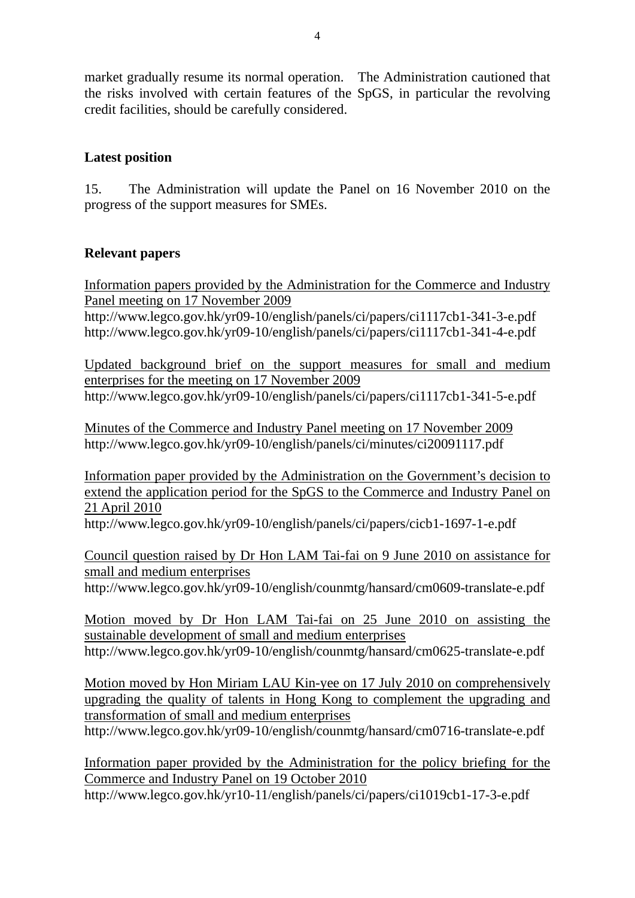market gradually resume its normal operation. The Administration cautioned that the risks involved with certain features of the SpGS, in particular the revolving credit facilities, should be carefully considered.

**Latest position**

15. The Administration will update the Panel on 16 November 2010 on the progress of the support measures for SMEs.

**Relevant papers**

Information papers provided by the Administration for the Commerce and Industry Panel meeting on 17 November 2009
http://www.legco.gov.hk/yr09-10/english/panels/ci/papers/ci1117cb1-341-3-e.pdf
http://www.legco.gov.hk/yr09-10/english/panels/ci/papers/ci1117cb1-341-4-e.pdf

Updated background brief on the support measures for small and medium enterprises for the meeting on 17 November 2009
http://www.legco.gov.hk/yr09-10/english/panels/ci/papers/ci1117cb1-341-5-e.pdf

Minutes of the Commerce and Industry Panel meeting on 17 November 2009
http://www.legco.gov.hk/yr09-10/english/panels/ci/minutes/ci20091117.pdf

Information paper provided by the Administration on the Government's decision to extend the application period for the SpGS to the Commerce and Industry Panel on 21 April 2010
http://www.legco.gov.hk/yr09-10/english/panels/ci/papers/cicb1-1697-1-e.pdf

Council question raised by Dr Hon LAM Tai-fai on 9 June 2010 on assistance for small and medium enterprises
http://www.legco.gov.hk/yr09-10/english/counmtg/hansard/cm0609-translate-e.pdf

Motion moved by Dr Hon LAM Tai-fai on 25 June 2010 on assisting the sustainable development of small and medium enterprises
http://www.legco.gov.hk/yr09-10/english/counmtg/hansard/cm0625-translate-e.pdf

Motion moved by Hon Miriam LAU Kin-yee on 17 July 2010 on comprehensively upgrading the quality of talents in Hong Kong to complement the upgrading and transformation of small and medium enterprises
http://www.legco.gov.hk/yr09-10/english/counmtg/hansard/cm0716-translate-e.pdf

Information paper provided by the Administration for the policy briefing for the Commerce and Industry Panel on 19 October 2010
http://www.legco.gov.hk/yr10-11/english/panels/ci/papers/ci1019cb1-17-3-e.pdf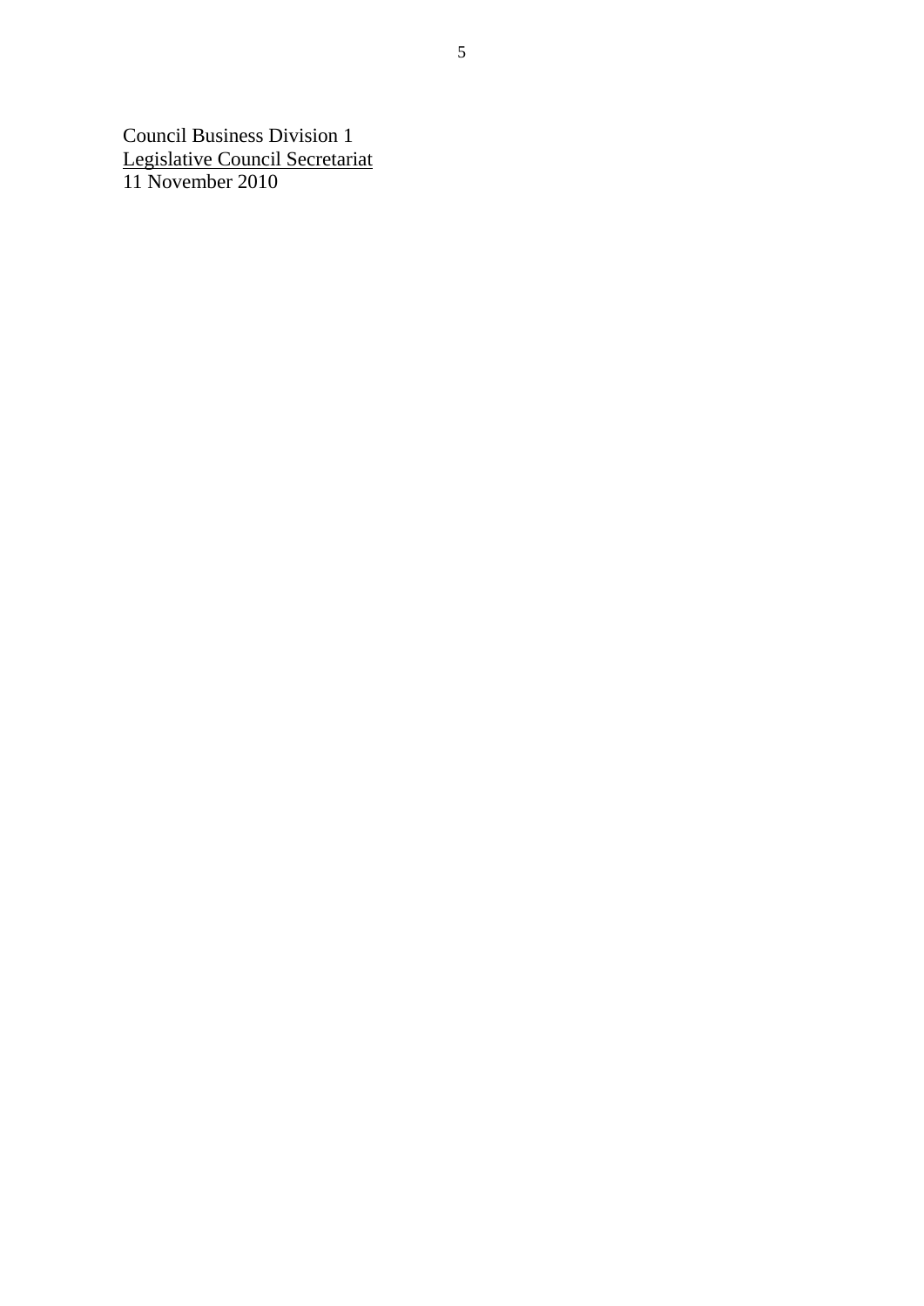Council Business Division 1
<u>Legislative Council Secretariat</u>
11 November 2010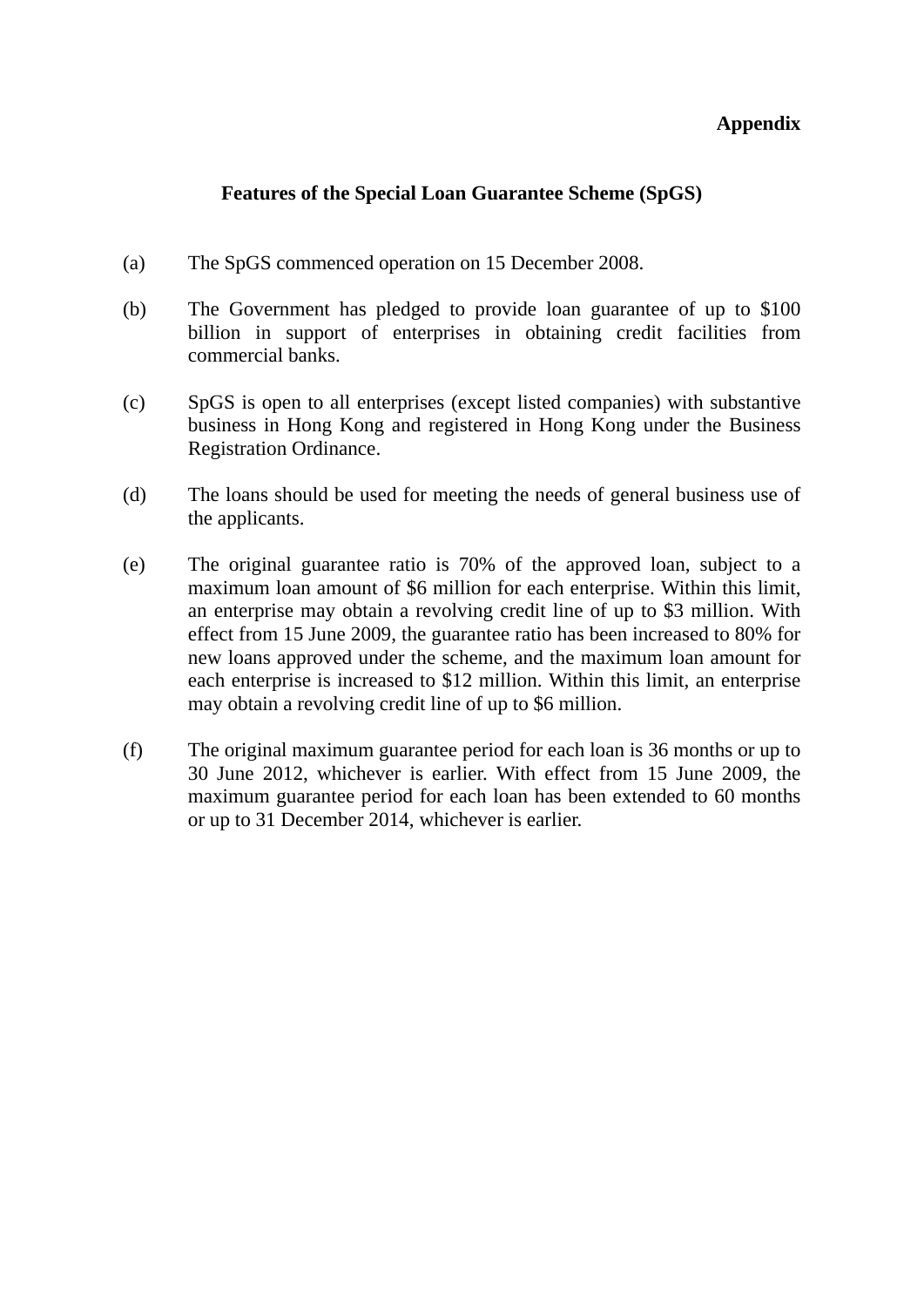**Appendix**

## Features of the Special Loan Guarantee Scheme (SpGS)

(a) The SpGS commenced operation on 15 December 2008.

(b) The Government has pledged to provide loan guarantee of up to $100 billion in support of enterprises in obtaining credit facilities from commercial banks.

(c) SpGS is open to all enterprises (except listed companies) with substantive business in Hong Kong and registered in Hong Kong under the Business Registration Ordinance.

(d) The loans should be used for meeting the needs of general business use of the applicants.

(e) The original guarantee ratio is 70% of the approved loan, subject to a maximum loan amount of $6 million for each enterprise. Within this limit, an enterprise may obtain a revolving credit line of up to $3 million. With effect from 15 June 2009, the guarantee ratio has been increased to 80% for new loans approved under the scheme, and the maximum loan amount for each enterprise is increased to $12 million. Within this limit, an enterprise may obtain a revolving credit line of up to $6 million.

(f) The original maximum guarantee period for each loan is 36 months or up to 30 June 2012, whichever is earlier. With effect from 15 June 2009, the maximum guarantee period for each loan has been extended to 60 months or up to 31 December 2014, whichever is earlier.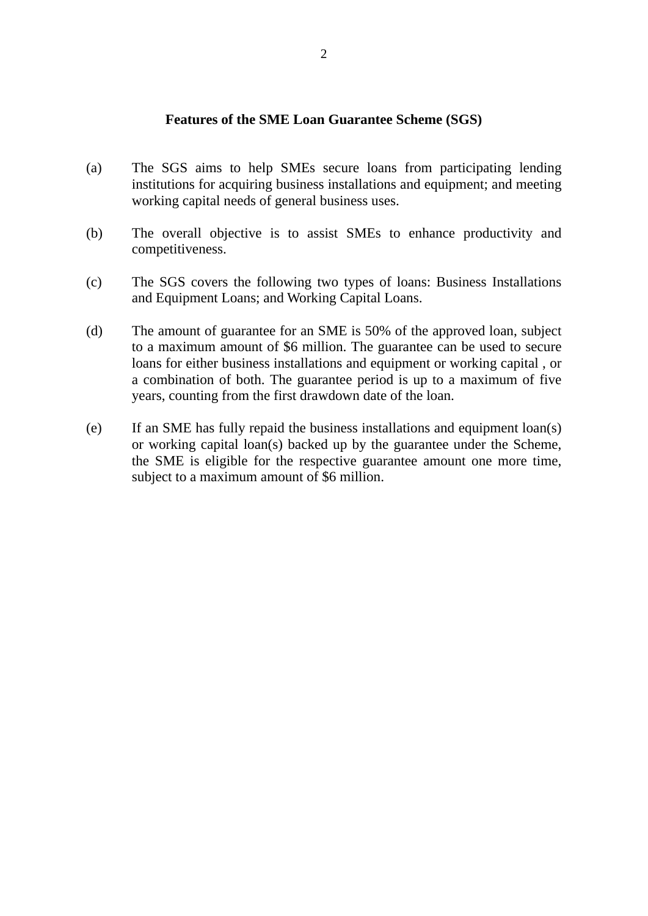**Features of the SME Loan Guarantee Scheme (SGS)**

(a) The SGS aims to help SMEs secure loans from participating lending institutions for acquiring business installations and equipment; and meeting working capital needs of general business uses.

(b) The overall objective is to assist SMEs to enhance productivity and competitiveness.

(c) The SGS covers the following two types of loans: Business Installations and Equipment Loans; and Working Capital Loans.

(d) The amount of guarantee for an SME is 50% of the approved loan, subject to a maximum amount of $6 million. The guarantee can be used to secure loans for either business installations and equipment or working capital , or a combination of both. The guarantee period is up to a maximum of five years, counting from the first drawdown date of the loan.

(e) If an SME has fully repaid the business installations and equipment loan(s) or working capital loan(s) backed up by the guarantee under the Scheme, the SME is eligible for the respective guarantee amount one more time, subject to a maximum amount of $6 million.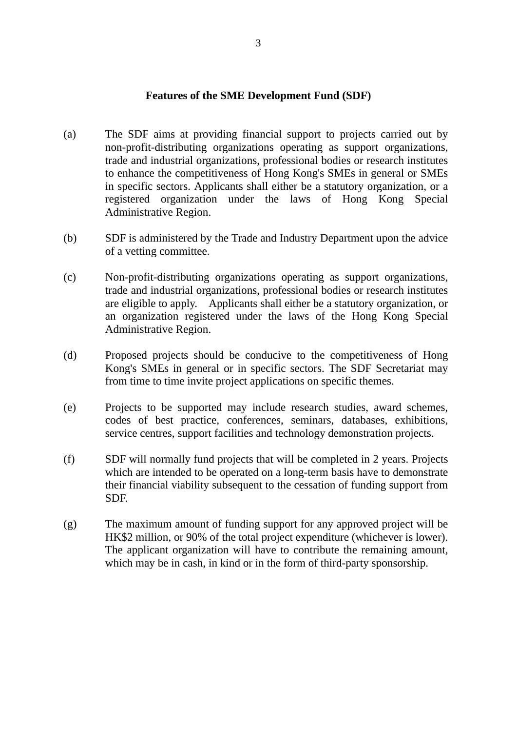**Features of the SME Development Fund (SDF)**

(a) The SDF aims at providing financial support to projects carried out by non-profit-distributing organizations operating as support organizations, trade and industrial organizations, professional bodies or research institutes to enhance the competitiveness of Hong Kong's SMEs in general or SMEs in specific sectors. Applicants shall either be a statutory organization, or a registered organization under the laws of Hong Kong Special Administrative Region.

(b) SDF is administered by the Trade and Industry Department upon the advice of a vetting committee.

(c) Non-profit-distributing organizations operating as support organizations, trade and industrial organizations, professional bodies or research institutes are eligible to apply. Applicants shall either be a statutory organization, or an organization registered under the laws of the Hong Kong Special Administrative Region.

(d) Proposed projects should be conducive to the competitiveness of Hong Kong's SMEs in general or in specific sectors. The SDF Secretariat may from time to time invite project applications on specific themes.

(e) Projects to be supported may include research studies, award schemes, codes of best practice, conferences, seminars, databases, exhibitions, service centres, support facilities and technology demonstration projects.

(f) SDF will normally fund projects that will be completed in 2 years. Projects which are intended to be operated on a long-term basis have to demonstrate their financial viability subsequent to the cessation of funding support from SDF.

(g) The maximum amount of funding support for any approved project will be HK$2 million, or 90% of the total project expenditure (whichever is lower). The applicant organization will have to contribute the remaining amount, which may be in cash, in kind or in the form of third-party sponsorship.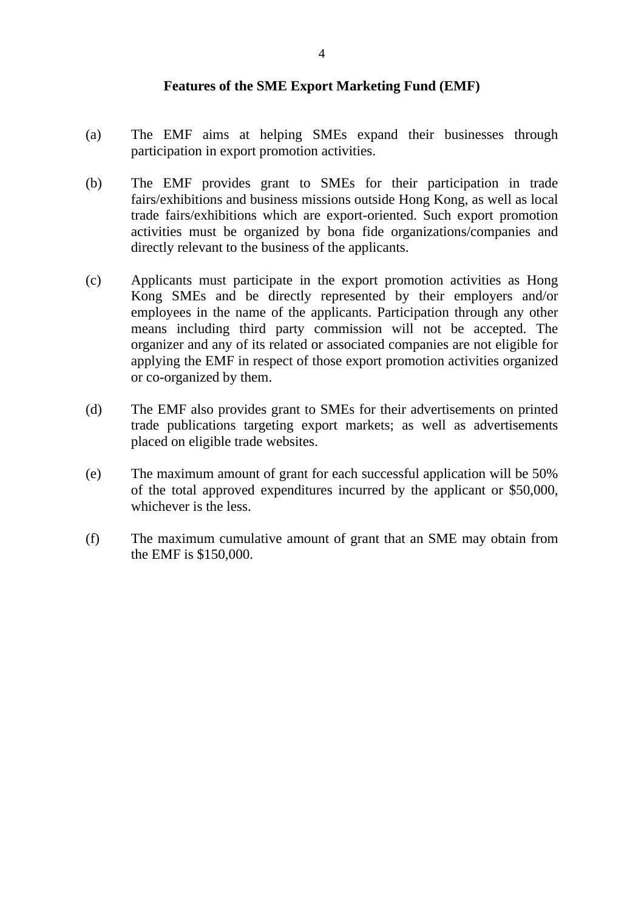**Features of the SME Export Marketing Fund (EMF)**

(a) The EMF aims at helping SMEs expand their businesses through participation in export promotion activities.

(b) The EMF provides grant to SMEs for their participation in trade fairs/exhibitions and business missions outside Hong Kong, as well as local trade fairs/exhibitions which are export-oriented. Such export promotion activities must be organized by bona fide organizations/companies and directly relevant to the business of the applicants.

(c) Applicants must participate in the export promotion activities as Hong Kong SMEs and be directly represented by their employers and/or employees in the name of the applicants. Participation through any other means including third party commission will not be accepted. The organizer and any of its related or associated companies are not eligible for applying the EMF in respect of those export promotion activities organized or co-organized by them.

(d) The EMF also provides grant to SMEs for their advertisements on printed trade publications targeting export markets; as well as advertisements placed on eligible trade websites.

(e) The maximum amount of grant for each successful application will be 50% of the total approved expenditures incurred by the applicant or $50,000, whichever is the less.

(f) The maximum cumulative amount of grant that an SME may obtain from the EMF is $150,000.